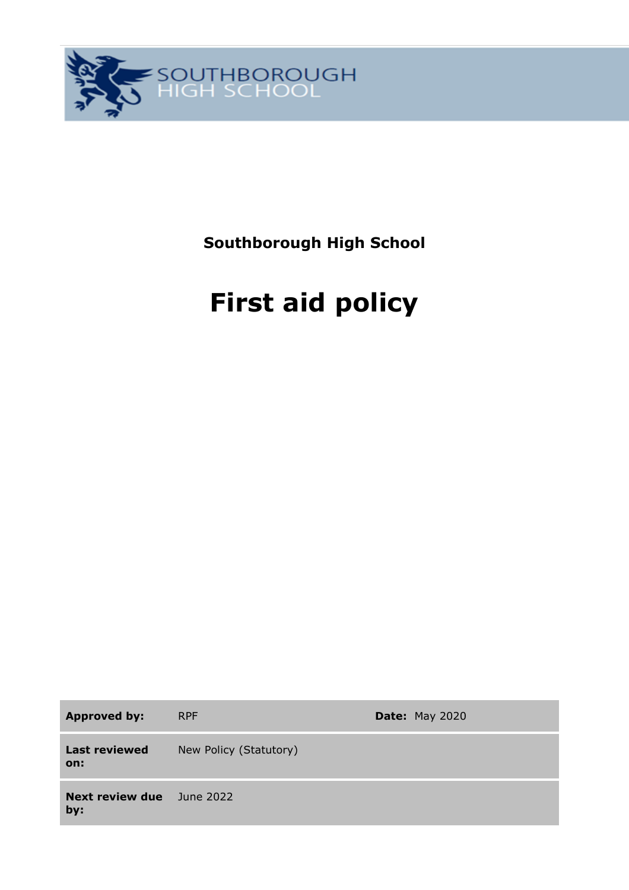SOUTHBOROUGH HIGH SCHOOL

**Southborough High School**

# First aid policy

| **Approved by:** | RPF | **Date:** May 2020 |
|---|---|---|
| **Last reviewed on:** | New Policy (Statutory) | |
| **Next review due by:** | June 2022 | |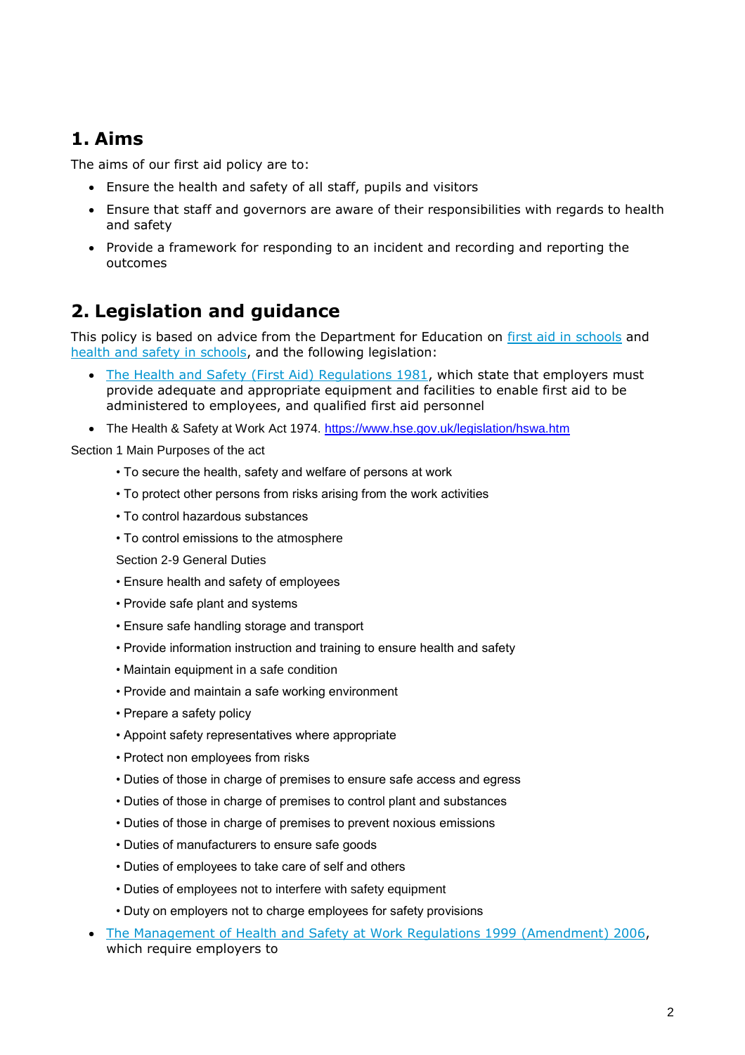## 1. Aims

The aims of our first aid policy are to:

- Ensure the health and safety of all staff, pupils and visitors
- Ensure that staff and governors are aware of their responsibilities with regards to health and safety
- Provide a framework for responding to an incident and recording and reporting the outcomes

## 2. Legislation and guidance

This policy is based on advice from the Department for Education on first aid in schools and health and safety in schools, and the following legislation:

- The Health and Safety (First Aid) Regulations 1981, which state that employers must provide adequate and appropriate equipment and facilities to enable first aid to be administered to employees, and qualified first aid personnel
- The Health & Safety at Work Act 1974. https://www.hse.gov.uk/legislation/hswa.htm

Section 1 Main Purposes of the act

• To secure the health, safety and welfare of persons at work

• To protect other persons from risks arising from the work activities

• To control hazardous substances

• To control emissions to the atmosphere

Section 2-9 General Duties

• Ensure health and safety of employees

• Provide safe plant and systems

• Ensure safe handling storage and transport

• Provide information instruction and training to ensure health and safety

• Maintain equipment in a safe condition

• Provide and maintain a safe working environment

• Prepare a safety policy

• Appoint safety representatives where appropriate

• Protect non employees from risks

• Duties of those in charge of premises to ensure safe access and egress

• Duties of those in charge of premises to control plant and substances

• Duties of those in charge of premises to prevent noxious emissions

• Duties of manufacturers to ensure safe goods

• Duties of employees to take care of self and others

• Duties of employees not to interfere with safety equipment

• Duty on employers not to charge employees for safety provisions

- The Management of Health and Safety at Work Regulations 1999 (Amendment) 2006, which require employers to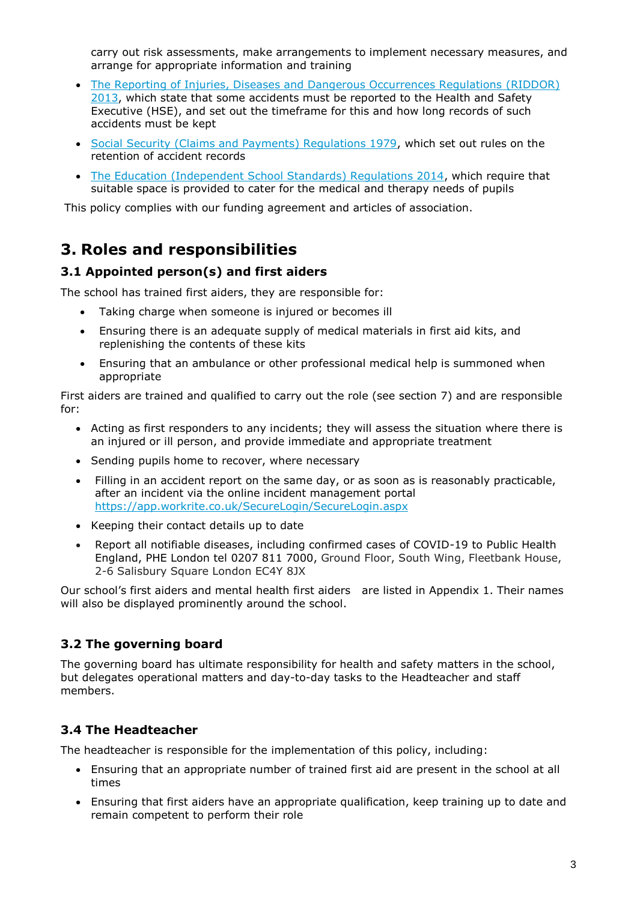carry out risk assessments, make arrangements to implement necessary measures, and arrange for appropriate information and training

- [The Reporting of Injuries, Diseases and Dangerous Occurrences Regulations (RIDDOR) 2013](), which state that some accidents must be reported to the Health and Safety Executive (HSE), and set out the timeframe for this and how long records of such accidents must be kept
- [Social Security (Claims and Payments) Regulations 1979](), which set out rules on the retention of accident records
- [The Education (Independent School Standards) Regulations 2014](), which require that suitable space is provided to cater for the medical and therapy needs of pupils

This policy complies with our funding agreement and articles of association.

## 3. Roles and responsibilities

### 3.1 Appointed person(s) and first aiders

The school has trained first aiders, they are responsible for:

- Taking charge when someone is injured or becomes ill
- Ensuring there is an adequate supply of medical materials in first aid kits, and replenishing the contents of these kits
- Ensuring that an ambulance or other professional medical help is summoned when appropriate

First aiders are trained and qualified to carry out the role (see section 7) and are responsible for:

- Acting as first responders to any incidents; they will assess the situation where there is an injured or ill person, and provide immediate and appropriate treatment
- Sending pupils home to recover, where necessary
- Filling in an accident report on the same day, or as soon as is reasonably practicable, after an incident via the online incident management portal https://app.workrite.co.uk/SecureLogin/SecureLogin.aspx
- Keeping their contact details up to date
- Report all notifiable diseases, including confirmed cases of COVID-19 to Public Health England, PHE London tel 0207 811 7000, Ground Floor, South Wing, Fleetbank House, 2-6 Salisbury Square London EC4Y 8JX

Our school's first aiders and mental health first aiders are listed in Appendix 1. Their names will also be displayed prominently around the school.

### 3.2 The governing board

The governing board has ultimate responsibility for health and safety matters in the school, but delegates operational matters and day-to-day tasks to the Headteacher and staff members.

### 3.4 The Headteacher

The headteacher is responsible for the implementation of this policy, including:

- Ensuring that an appropriate number of trained first aid are present in the school at all times
- Ensuring that first aiders have an appropriate qualification, keep training up to date and remain competent to perform their role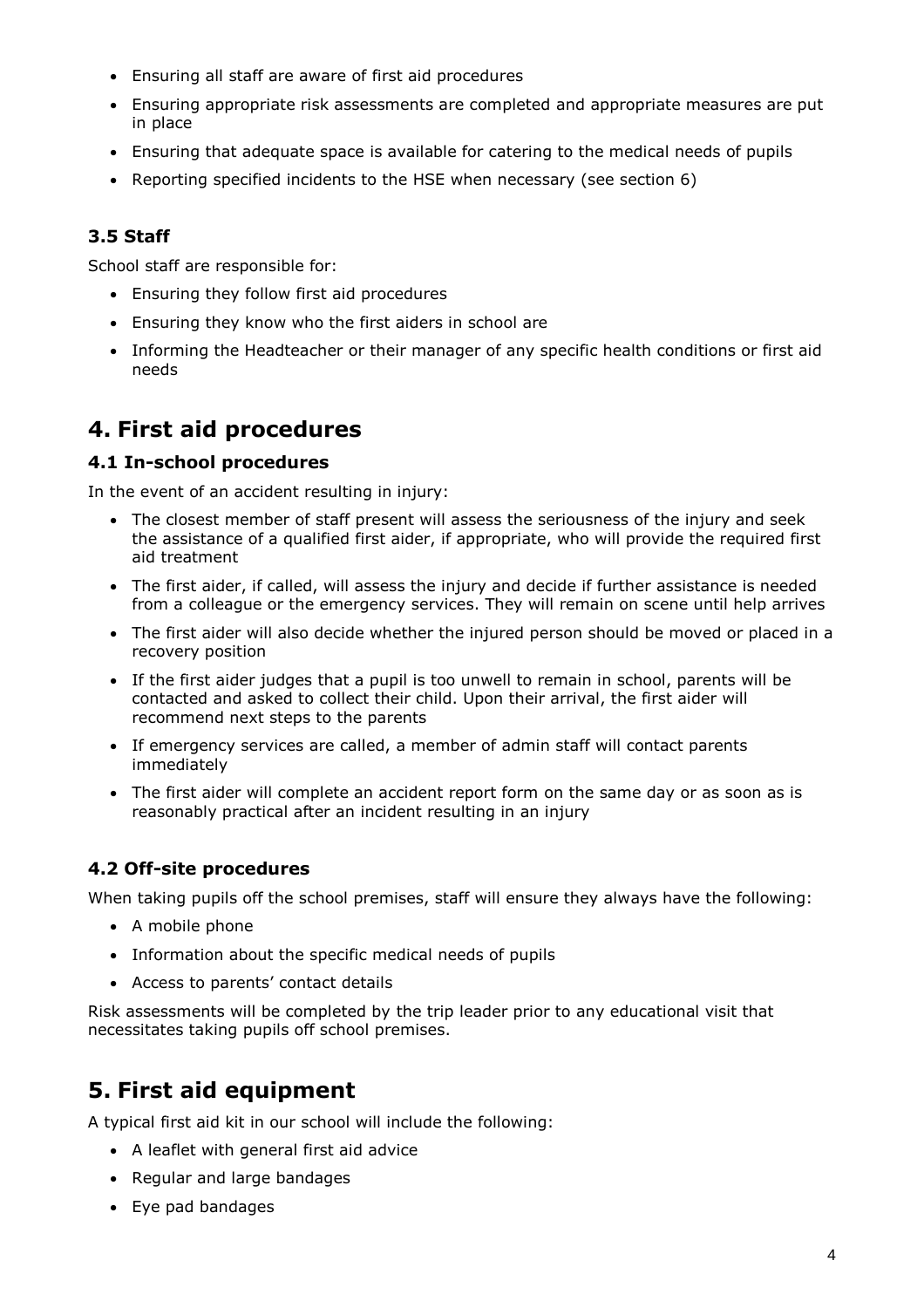- Ensuring all staff are aware of first aid procedures
- Ensuring appropriate risk assessments are completed and appropriate measures are put in place
- Ensuring that adequate space is available for catering to the medical needs of pupils
- Reporting specified incidents to the HSE when necessary (see section 6)

### 3.5 Staff

School staff are responsible for:

- Ensuring they follow first aid procedures
- Ensuring they know who the first aiders in school are
- Informing the Headteacher or their manager of any specific health conditions or first aid needs

## 4. First aid procedures

### 4.1 In-school procedures

In the event of an accident resulting in injury:

- The closest member of staff present will assess the seriousness of the injury and seek the assistance of a qualified first aider, if appropriate, who will provide the required first aid treatment
- The first aider, if called, will assess the injury and decide if further assistance is needed from a colleague or the emergency services. They will remain on scene until help arrives
- The first aider will also decide whether the injured person should be moved or placed in a recovery position
- If the first aider judges that a pupil is too unwell to remain in school, parents will be contacted and asked to collect their child. Upon their arrival, the first aider will recommend next steps to the parents
- If emergency services are called, a member of admin staff will contact parents immediately
- The first aider will complete an accident report form on the same day or as soon as is reasonably practical after an incident resulting in an injury

### 4.2 Off-site procedures

When taking pupils off the school premises, staff will ensure they always have the following:

- A mobile phone
- Information about the specific medical needs of pupils
- Access to parents' contact details

Risk assessments will be completed by the trip leader prior to any educational visit that necessitates taking pupils off school premises.

## 5. First aid equipment

A typical first aid kit in our school will include the following:

- A leaflet with general first aid advice
- Regular and large bandages
- Eye pad bandages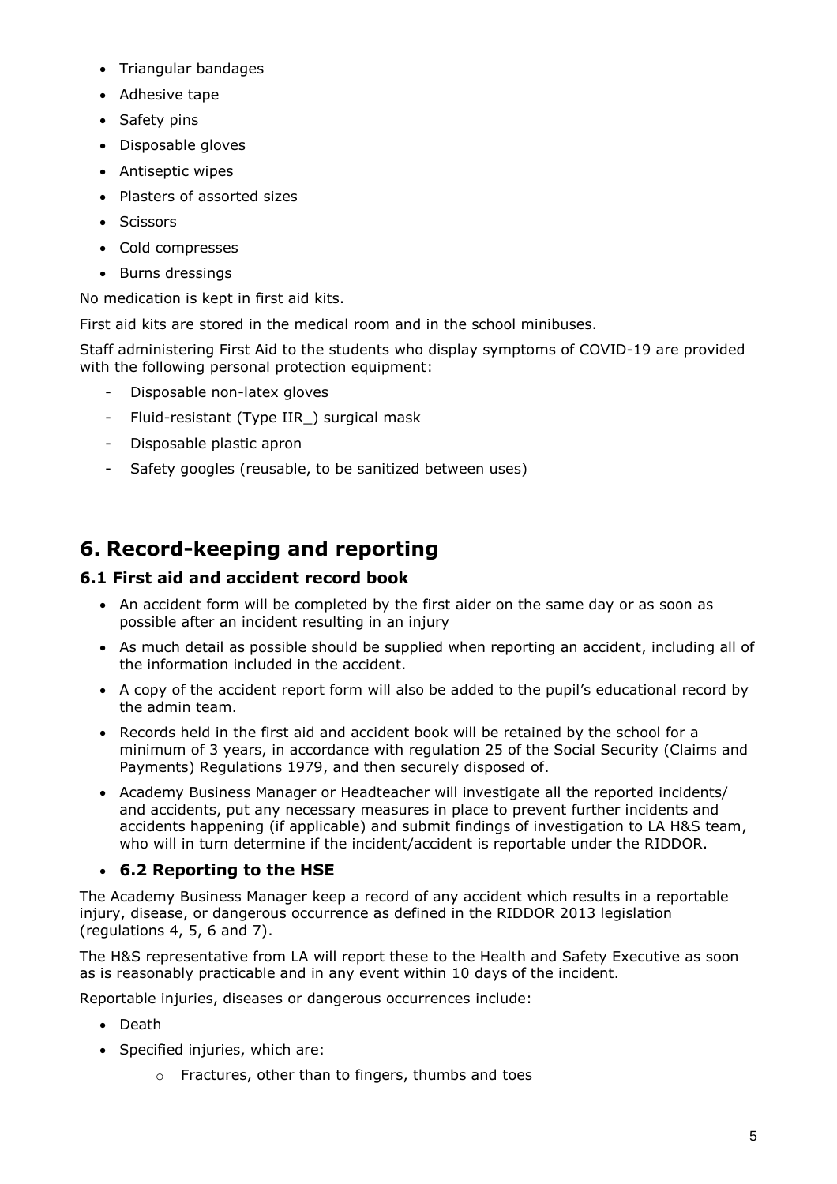- Triangular bandages
- Adhesive tape
- Safety pins
- Disposable gloves
- Antiseptic wipes
- Plasters of assorted sizes
- Scissors
- Cold compresses
- Burns dressings

No medication is kept in first aid kits.

First aid kits are stored in the medical room and in the school minibuses.

Staff administering First Aid to the students who display symptoms of COVID-19 are provided with the following personal protection equipment:

- Disposable non-latex gloves
- Fluid-resistant (Type IIR_) surgical mask
- Disposable plastic apron
- Safety googles (reusable, to be sanitized between uses)

## 6. Record-keeping and reporting

### 6.1 First aid and accident record book

- An accident form will be completed by the first aider on the same day or as soon as possible after an incident resulting in an injury
- As much detail as possible should be supplied when reporting an accident, including all of the information included in the accident.
- A copy of the accident report form will also be added to the pupil's educational record by the admin team.
- Records held in the first aid and accident book will be retained by the school for a minimum of 3 years, in accordance with regulation 25 of the Social Security (Claims and Payments) Regulations 1979, and then securely disposed of.
- Academy Business Manager or Headteacher will investigate all the reported incidents/ and accidents, put any necessary measures in place to prevent further incidents and accidents happening (if applicable) and submit findings of investigation to LA H&S team, who will in turn determine if the incident/accident is reportable under the RIDDOR.

### 6.2 Reporting to the HSE

The Academy Business Manager keep a record of any accident which results in a reportable injury, disease, or dangerous occurrence as defined in the RIDDOR 2013 legislation (regulations 4, 5, 6 and 7).

The H&S representative from LA will report these to the Health and Safety Executive as soon as is reasonably practicable and in any event within 10 days of the incident.

Reportable injuries, diseases or dangerous occurrences include:

- Death
- Specified injuries, which are:
  - Fractures, other than to fingers, thumbs and toes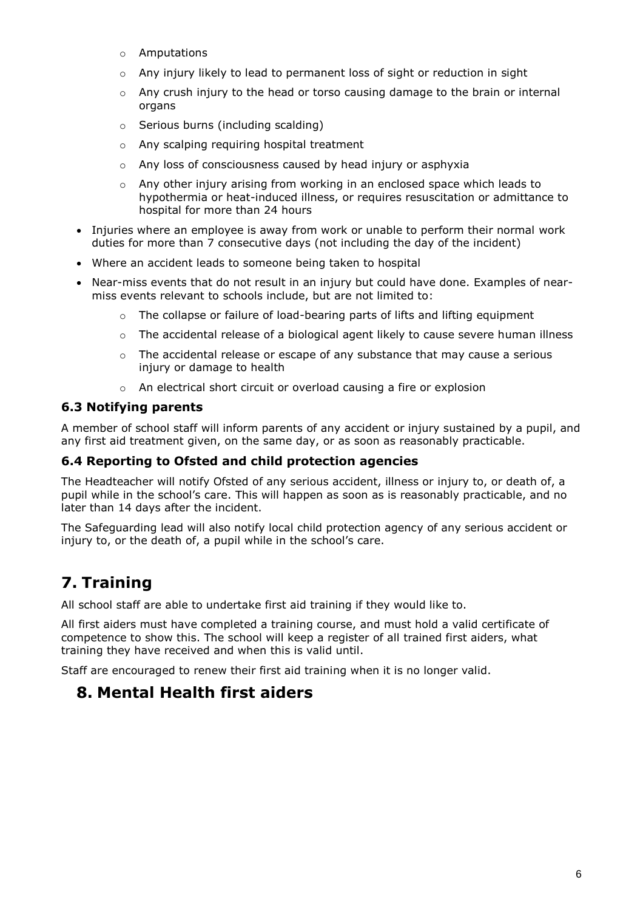- Amputations
  - Any injury likely to lead to permanent loss of sight or reduction in sight
  - Any crush injury to the head or torso causing damage to the brain or internal organs
  - Serious burns (including scalding)
  - Any scalping requiring hospital treatment
  - Any loss of consciousness caused by head injury or asphyxia
  - Any other injury arising from working in an enclosed space which leads to hypothermia or heat-induced illness, or requires resuscitation or admittance to hospital for more than 24 hours
- Injuries where an employee is away from work or unable to perform their normal work duties for more than 7 consecutive days (not including the day of the incident)
- Where an accident leads to someone being taken to hospital
- Near-miss events that do not result in an injury but could have done. Examples of near-miss events relevant to schools include, but are not limited to:
  - The collapse or failure of load-bearing parts of lifts and lifting equipment
  - The accidental release of a biological agent likely to cause severe human illness
  - The accidental release or escape of any substance that may cause a serious injury or damage to health
  - An electrical short circuit or overload causing a fire or explosion

### 6.3 Notifying parents

A member of school staff will inform parents of any accident or injury sustained by a pupil, and any first aid treatment given, on the same day, or as soon as reasonably practicable.

### 6.4 Reporting to Ofsted and child protection agencies

The Headteacher will notify Ofsted of any serious accident, illness or injury to, or death of, a pupil while in the school's care. This will happen as soon as is reasonably practicable, and no later than 14 days after the incident.

The Safeguarding lead will also notify local child protection agency of any serious accident or injury to, or the death of, a pupil while in the school's care.

## 7. Training

All school staff are able to undertake first aid training if they would like to.

All first aiders must have completed a training course, and must hold a valid certificate of competence to show this. The school will keep a register of all trained first aiders, what training they have received and when this is valid until.

Staff are encouraged to renew their first aid training when it is no longer valid.

## 8. Mental Health first aiders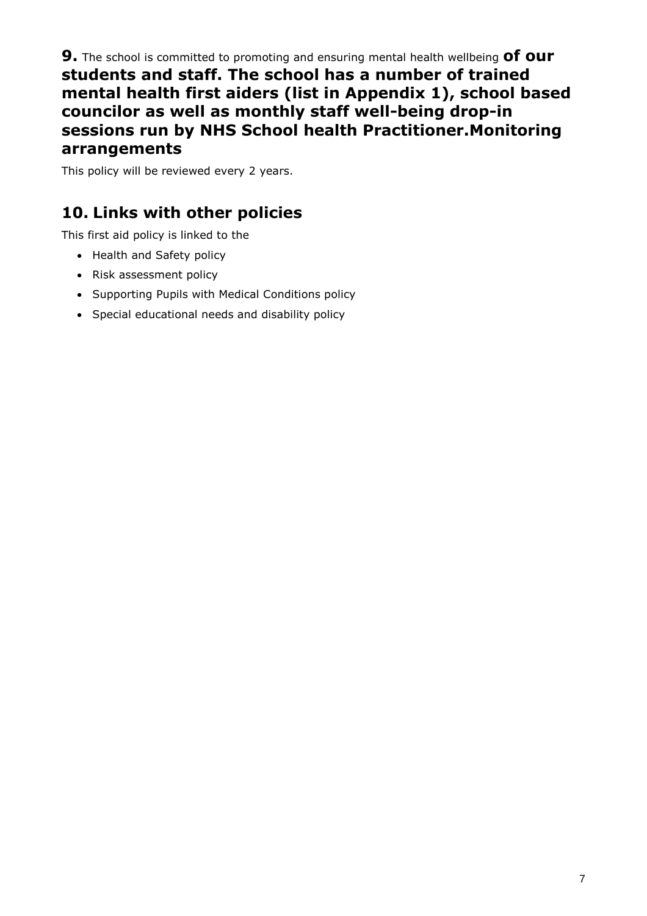## **9.** The school is committed to promoting and ensuring mental health wellbeing **of our students and staff. The school has a number of trained mental health first aiders (list in Appendix 1), school based councilor as well as monthly staff well-being drop-in sessions run by NHS School health Practitioner.Monitoring arrangements**

This policy will be reviewed every 2 years.

## 10. Links with other policies

This first aid policy is linked to the

- Health and Safety policy
- Risk assessment policy
- Supporting Pupils with Medical Conditions policy
- Special educational needs and disability policy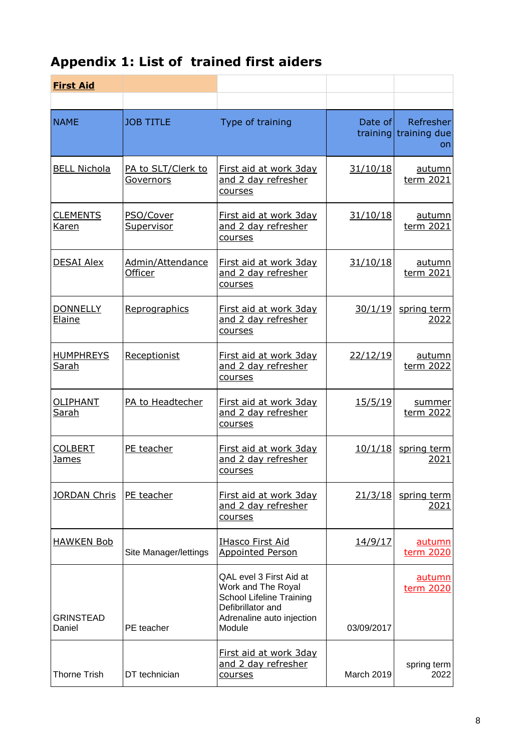## Appendix 1: List of trained first aiders

| First Aid | | | | |
|---|---|---|---|---|
| NAME | JOB TITLE | Type of training | Date of training | Refresher training due on |
| BELL Nichola | PA to SLT/Clerk to Governors | First aid at work 3day and 2 day refresher courses | 31/10/18 | autumn term 2021 |
| CLEMENTS Karen | PSO/Cover Supervisor | First aid at work 3day and 2 day refresher courses | 31/10/18 | autumn term 2021 |
| DESAI Alex | Admin/Attendance Officer | First aid at work 3day and 2 day refresher courses | 31/10/18 | autumn term 2021 |
| DONNELLY Elaine | Reprographics | First aid at work 3day and 2 day refresher courses | 30/1/19 | spring term 2022 |
| HUMPHREYS Sarah | Receptionist | First aid at work 3day and 2 day refresher courses | 22/12/19 | autumn term 2022 |
| OLIPHANT Sarah | PA to Headtecher | First aid at work 3day and 2 day refresher courses | 15/5/19 | summer term 2022 |
| COLBERT James | PE teacher | First aid at work 3day and 2 day refresher courses | 10/1/18 | spring term 2021 |
| JORDAN Chris | PE teacher | First aid at work 3day and 2 day refresher courses | 21/3/18 | spring term 2021 |
| HAWKEN Bob | Site Manager/lettings | IHasco First Aid Appointed Person | 14/9/17 | autumn term 2020 |
| GRINSTEAD Daniel | PE teacher | QAL evel 3 First Aid at Work and The Royal School Lifeline Training Defibrillator and Adrenaline auto injection Module | 03/09/2017 | autumn term 2020 |
| Thorne Trish | DT technician | First aid at work 3day and 2 day refresher courses | March 2019 | spring term 2022 |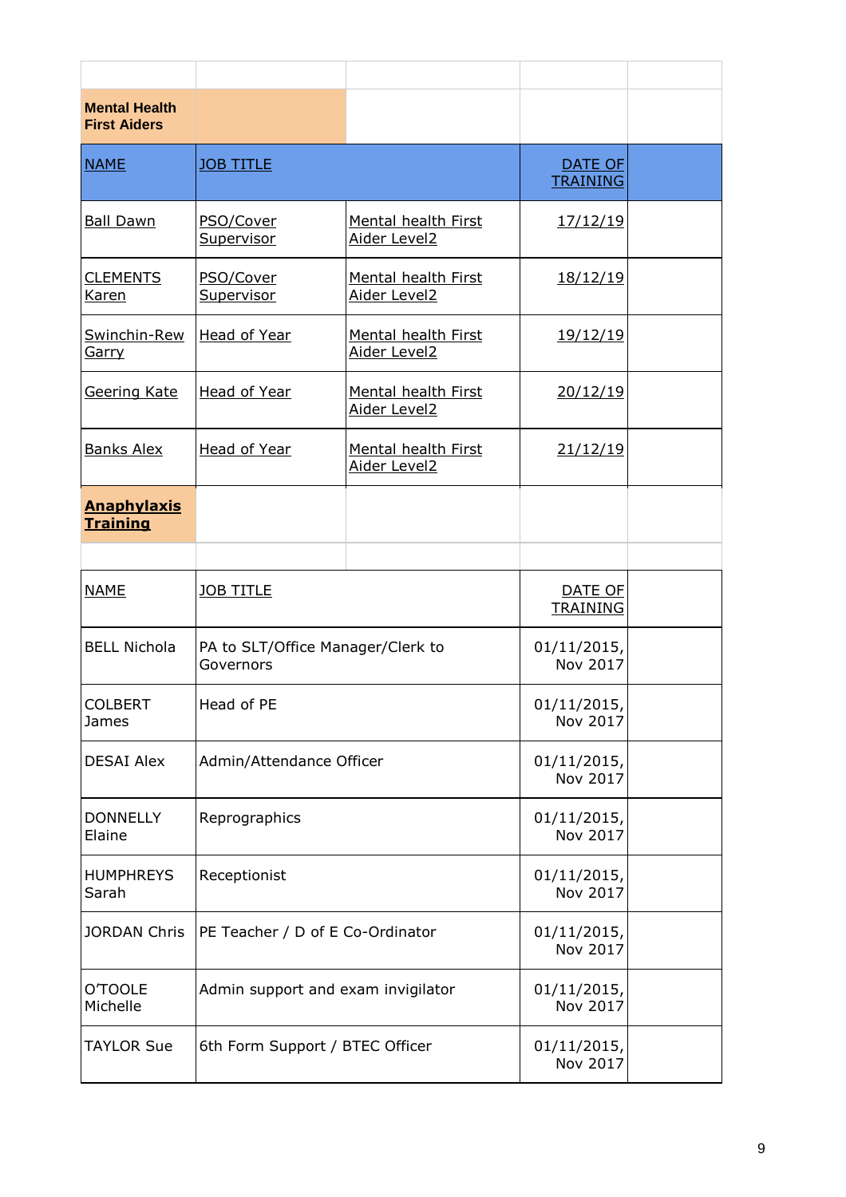| | | | | |
|---|---|---|---|---|
| **Mental Health First Aiders** | | | | |
| NAME | JOB TITLE | | DATE OF TRAINING | |
| Ball Dawn | PSO/Cover Supervisor | Mental health First Aider Level2 | 17/12/19 | |
| CLEMENTS Karen | PSO/Cover Supervisor | Mental health First Aider Level2 | 18/12/19 | |
| Swinchin-Rew Garry | Head of Year | Mental health First Aider Level2 | 19/12/19 | |
| Geering Kate | Head of Year | Mental health First Aider Level2 | 20/12/19 | |
| Banks Alex | Head of Year | Mental health First Aider Level2 | 21/12/19 | |
| **Anaphylaxis Training** | | | | |
| | | | | |
| NAME | JOB TITLE | | DATE OF TRAINING | |
| BELL Nichola | PA to SLT/Office Manager/Clerk to Governors | | 01/11/2015, Nov 2017 | |
| COLBERT James | Head of PE | | 01/11/2015, Nov 2017 | |
| DESAI Alex | Admin/Attendance Officer | | 01/11/2015, Nov 2017 | |
| DONNELLY Elaine | Reprographics | | 01/11/2015, Nov 2017 | |
| HUMPHREYS Sarah | Receptionist | | 01/11/2015, Nov 2017 | |
| JORDAN Chris | PE Teacher / D of E Co-Ordinator | | 01/11/2015, Nov 2017 | |
| O'TOOLE Michelle | Admin support and exam invigilator | | 01/11/2015, Nov 2017 | |
| TAYLOR Sue | 6th Form Support / BTEC Officer | | 01/11/2015, Nov 2017 | |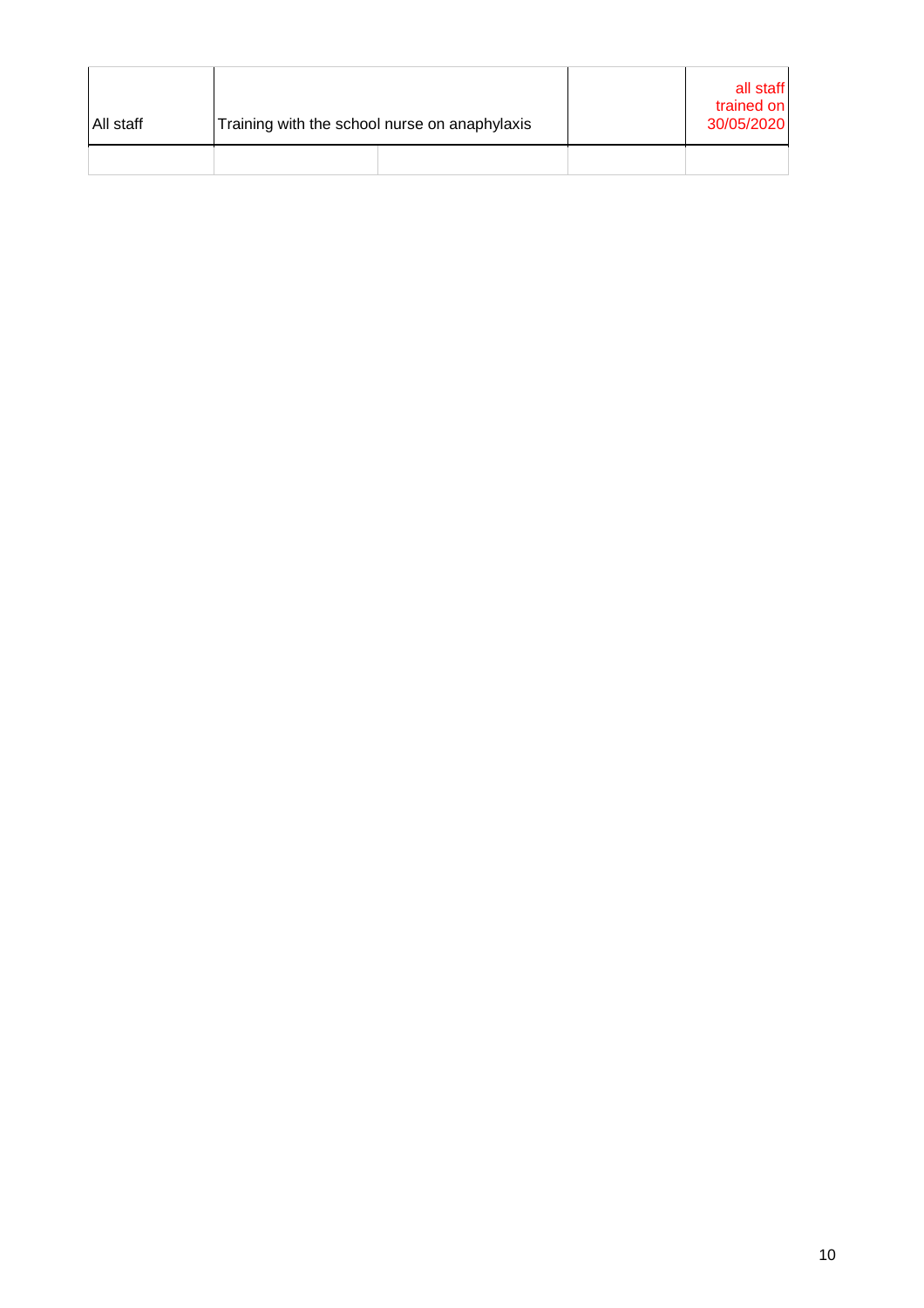| | | | | |
|---|---|---|---|---|
| All staff | Training with the school nurse on anaphylaxis | | | all staff trained on 30/05/2020 |
| | | | | |